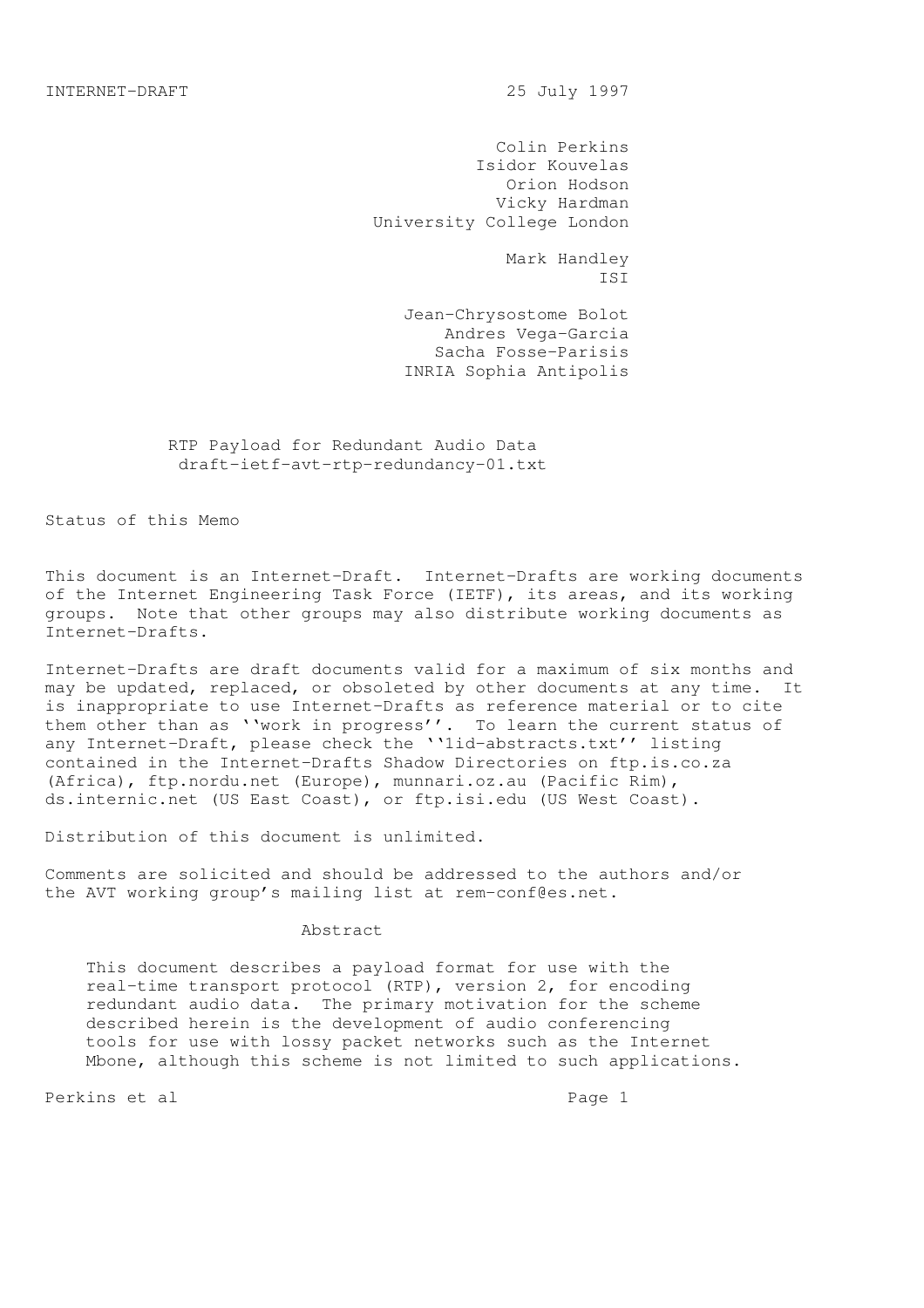INTERNET-DRAFT 25 July 1997

Colin Perkins
Isidor Kouvelas
Orion Hodson
Vicky Hardman
University College London

Mark Handley
ISI

Jean-Chrysostome Bolot
Andres Vega-Garcia
Sacha Fosse-Parisis
INRIA Sophia Antipolis

# RTP Payload for Redundant Audio Data

draft-ietf-avt-rtp-redundancy-01.txt

## Status of this Memo

This document is an Internet-Draft. Internet-Drafts are working documents of the Internet Engineering Task Force (IETF), its areas, and its working groups. Note that other groups may also distribute working documents as Internet-Drafts.

Internet-Drafts are draft documents valid for a maximum of six months and may be updated, replaced, or obsoleted by other documents at any time. It is inappropriate to use Internet-Drafts as reference material or to cite them other than as ''work in progress''. To learn the current status of any Internet-Draft, please check the ''1id-abstracts.txt'' listing contained in the Internet-Drafts Shadow Directories on ftp.is.co.za (Africa), ftp.nordu.net (Europe), munnari.oz.au (Pacific Rim), ds.internic.net (US East Coast), or ftp.isi.edu (US West Coast).

Distribution of this document is unlimited.

Comments are solicited and should be addressed to the authors and/or the AVT working group's mailing list at rem-conf@es.net.

## Abstract

This document describes a payload format for use with the real-time transport protocol (RTP), version 2, for encoding redundant audio data. The primary motivation for the scheme described herein is the development of audio conferencing tools for use with lossy packet networks such as the Internet Mbone, although this scheme is not limited to such applications.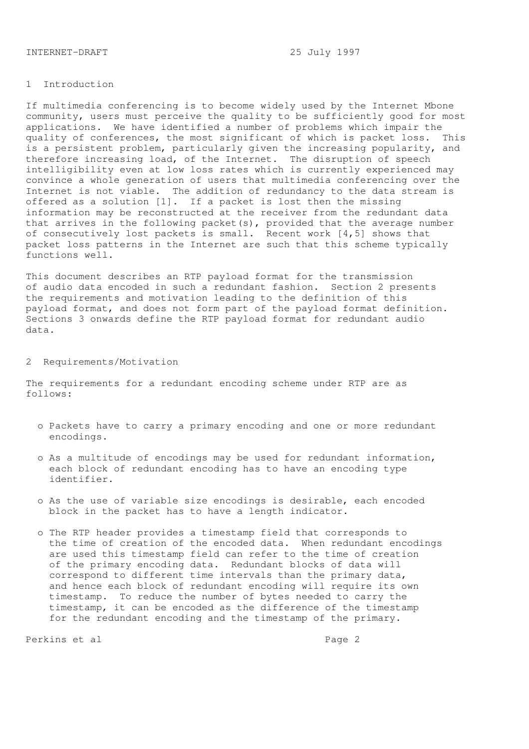## 1 Introduction

If multimedia conferencing is to become widely used by the Internet Mbone community, users must perceive the quality to be sufficiently good for most applications. We have identified a number of problems which impair the quality of conferences, the most significant of which is packet loss. This is a persistent problem, particularly given the increasing popularity, and therefore increasing load, of the Internet. The disruption of speech intelligibility even at low loss rates which is currently experienced may convince a whole generation of users that multimedia conferencing over the Internet is not viable. The addition of redundancy to the data stream is offered as a solution [1]. If a packet is lost then the missing information may be reconstructed at the receiver from the redundant data that arrives in the following packet(s), provided that the average number of consecutively lost packets is small. Recent work [4,5] shows that packet loss patterns in the Internet are such that this scheme typically functions well.

This document describes an RTP payload format for the transmission of audio data encoded in such a redundant fashion. Section 2 presents the requirements and motivation leading to the definition of this payload format, and does not form part of the payload format definition. Sections 3 onwards define the RTP payload format for redundant audio data.

## 2 Requirements/Motivation

The requirements for a redundant encoding scheme under RTP are as follows:

- Packets have to carry a primary encoding and one or more redundant encodings.
- As a multitude of encodings may be used for redundant information, each block of redundant encoding has to have an encoding type identifier.
- As the use of variable size encodings is desirable, each encoded block in the packet has to have a length indicator.
- The RTP header provides a timestamp field that corresponds to the time of creation of the encoded data. When redundant encodings are used this timestamp field can refer to the time of creation of the primary encoding data. Redundant blocks of data will correspond to different time intervals than the primary data, and hence each block of redundant encoding will require its own timestamp. To reduce the number of bytes needed to carry the timestamp, it can be encoded as the difference of the timestamp for the redundant encoding and the timestamp of the primary.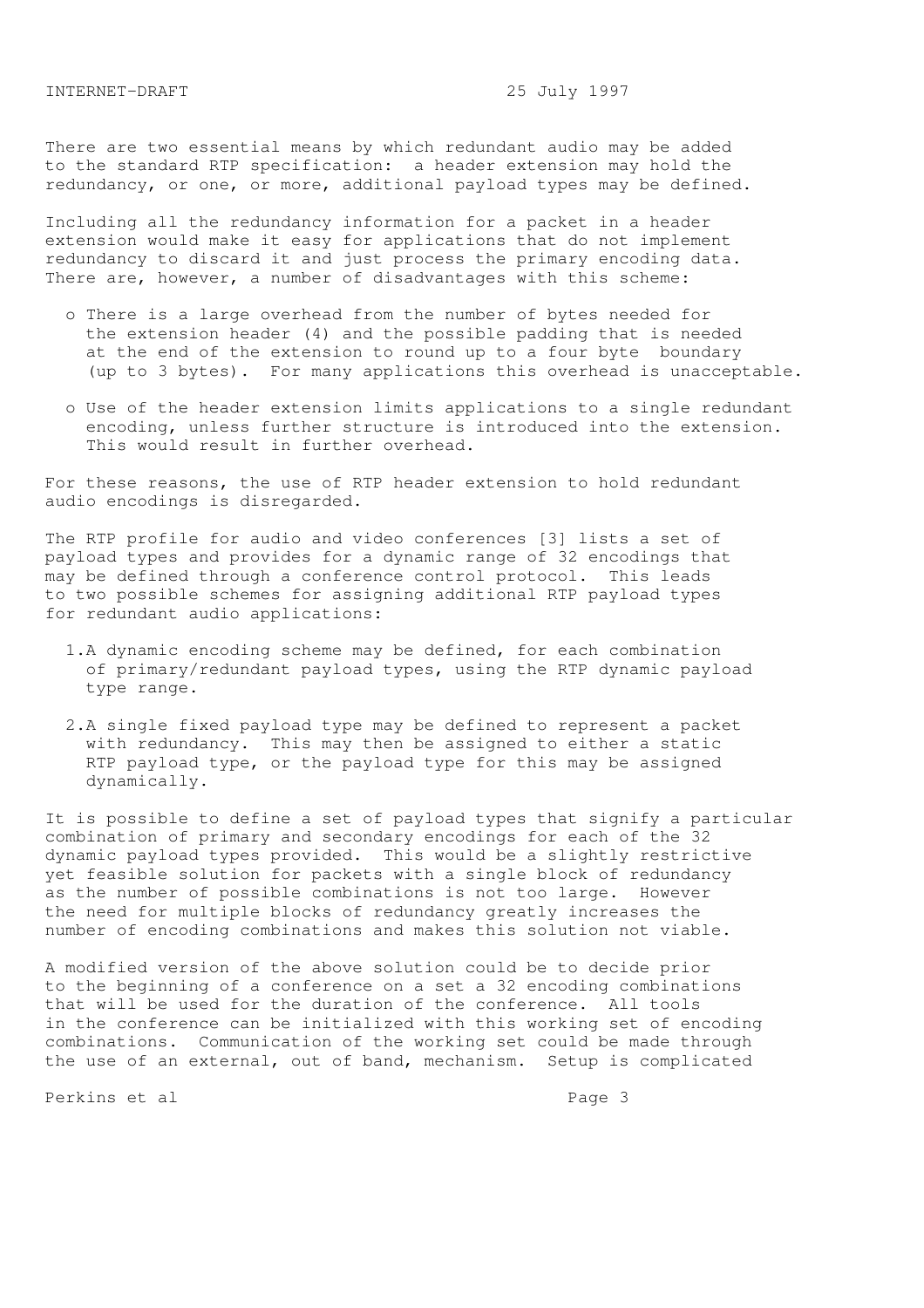There are two essential means by which redundant audio may be added to the standard RTP specification: a header extension may hold the redundancy, or one, or more, additional payload types may be defined.

Including all the redundancy information for a packet in a header extension would make it easy for applications that do not implement redundancy to discard it and just process the primary encoding data. There are, however, a number of disadvantages with this scheme:

- There is a large overhead from the number of bytes needed for the extension header (4) and the possible padding that is needed at the end of the extension to round up to a four byte boundary (up to 3 bytes). For many applications this overhead is unacceptable.
- Use of the header extension limits applications to a single redundant encoding, unless further structure is introduced into the extension. This would result in further overhead.

For these reasons, the use of RTP header extension to hold redundant audio encodings is disregarded.

The RTP profile for audio and video conferences [3] lists a set of payload types and provides for a dynamic range of 32 encodings that may be defined through a conference control protocol. This leads to two possible schemes for assigning additional RTP payload types for redundant audio applications:

1. A dynamic encoding scheme may be defined, for each combination of primary/redundant payload types, using the RTP dynamic payload type range.
2. A single fixed payload type may be defined to represent a packet with redundancy. This may then be assigned to either a static RTP payload type, or the payload type for this may be assigned dynamically.

It is possible to define a set of payload types that signify a particular combination of primary and secondary encodings for each of the 32 dynamic payload types provided. This would be a slightly restrictive yet feasible solution for packets with a single block of redundancy as the number of possible combinations is not too large. However the need for multiple blocks of redundancy greatly increases the number of encoding combinations and makes this solution not viable.

A modified version of the above solution could be to decide prior to the beginning of a conference on a set a 32 encoding combinations that will be used for the duration of the conference. All tools in the conference can be initialized with this working set of encoding combinations. Communication of the working set could be made through the use of an external, out of band, mechanism. Setup is complicated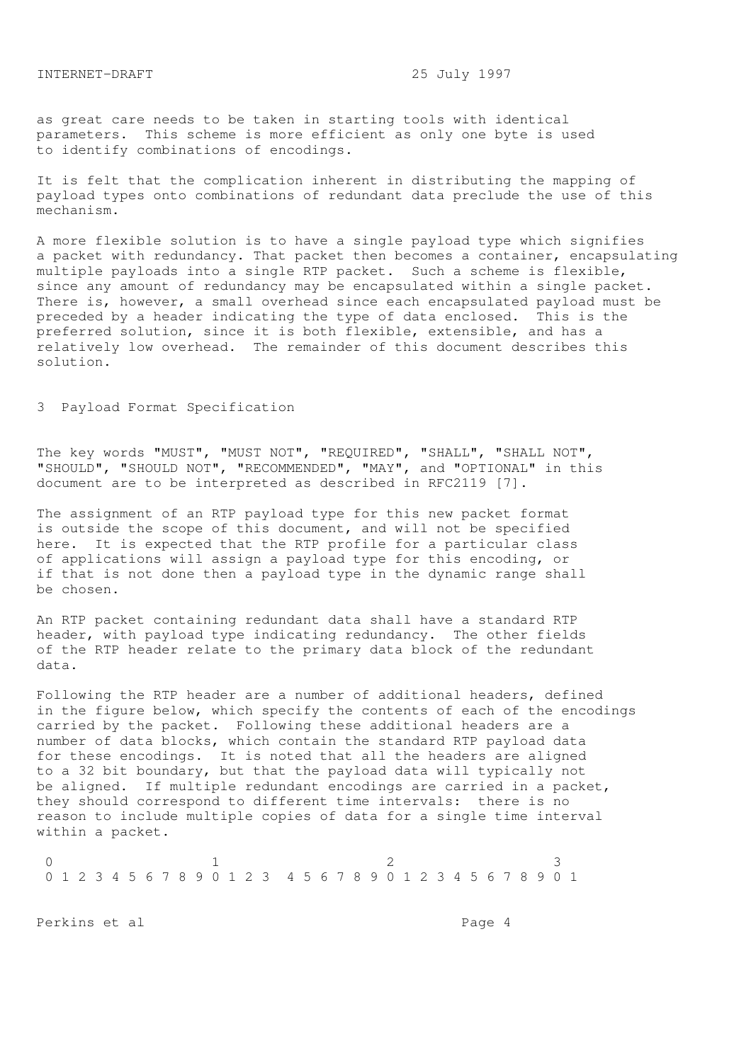as great care needs to be taken in starting tools with identical parameters. This scheme is more efficient as only one byte is used to identify combinations of encodings.

It is felt that the complication inherent in distributing the mapping of payload types onto combinations of redundant data preclude the use of this mechanism.

A more flexible solution is to have a single payload type which signifies a packet with redundancy. That packet then becomes a container, encapsulating multiple payloads into a single RTP packet. Such a scheme is flexible, since any amount of redundancy may be encapsulated within a single packet. There is, however, a small overhead since each encapsulated payload must be preceded by a header indicating the type of data enclosed. This is the preferred solution, since it is both flexible, extensible, and has a relatively low overhead. The remainder of this document describes this solution.

## 3 Payload Format Specification

The key words "MUST", "MUST NOT", "REQUIRED", "SHALL", "SHALL NOT", "SHOULD", "SHOULD NOT", "RECOMMENDED", "MAY", and "OPTIONAL" in this document are to be interpreted as described in RFC2119 [7].

The assignment of an RTP payload type for this new packet format is outside the scope of this document, and will not be specified here. It is expected that the RTP profile for a particular class of applications will assign a payload type for this encoding, or if that is not done then a payload type in the dynamic range shall be chosen.

An RTP packet containing redundant data shall have a standard RTP header, with payload type indicating redundancy. The other fields of the RTP header relate to the primary data block of the redundant data.

Following the RTP header are a number of additional headers, defined in the figure below, which specify the contents of each of the encodings carried by the packet. Following these additional headers are a number of data blocks, which contain the standard RTP payload data for these encodings. It is noted that all the headers are aligned to a 32 bit boundary, but that the payload data will typically not be aligned. If multiple redundant encodings are carried in a packet, they should correspond to different time intervals: there is no reason to include multiple copies of data for a single time interval within a packet.

```
 0                   1                   2                   3
 0 1 2 3 4 5 6 7 8 9 0 1 2 3 4 5 6 7 8 9 0 1 2 3 4 5 6 7 8 9 0 1
```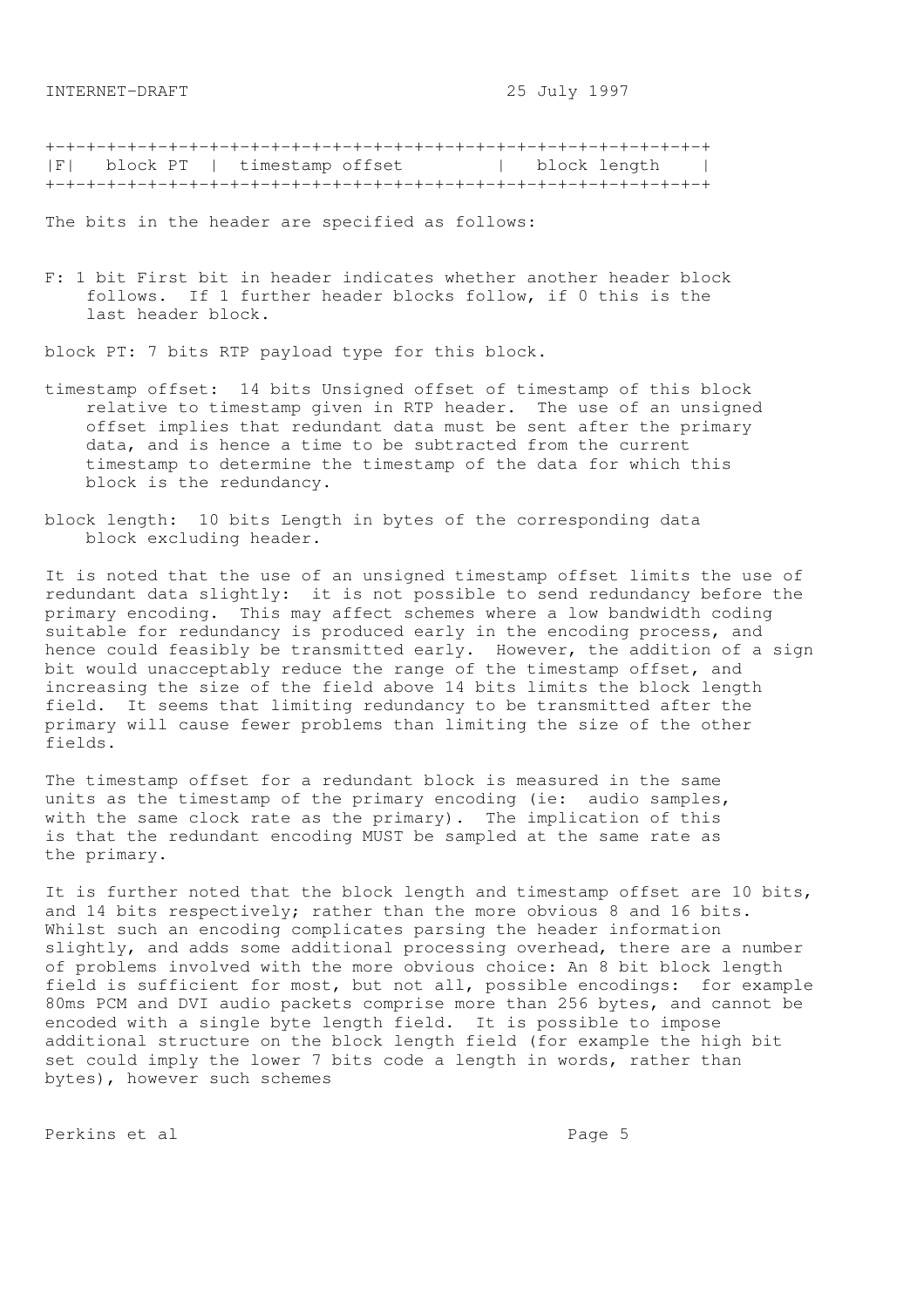```
+-+-+-+-+-+-+-+-+-+-+-+-+-+-+-+-+-+-+-+-+-+-+-+-+-+-+-+-+-+-+-+-+
|F|   block PT  |  timestamp offset         |   block length    |
+-+-+-+-+-+-+-+-+-+-+-+-+-+-+-+-+-+-+-+-+-+-+-+-+-+-+-+-+-+-+-+-+
```

The bits in the header are specified as follows:

F: 1 bit First bit in header indicates whether another header block follows. If 1 further header blocks follow, if 0 this is the last header block.

block PT: 7 bits RTP payload type for this block.

timestamp offset: 14 bits Unsigned offset of timestamp of this block relative to timestamp given in RTP header. The use of an unsigned offset implies that redundant data must be sent after the primary data, and is hence a time to be subtracted from the current timestamp to determine the timestamp of the data for which this block is the redundancy.

block length: 10 bits Length in bytes of the corresponding data block excluding header.

It is noted that the use of an unsigned timestamp offset limits the use of redundant data slightly: it is not possible to send redundancy before the primary encoding. This may affect schemes where a low bandwidth coding suitable for redundancy is produced early in the encoding process, and hence could feasibly be transmitted early. However, the addition of a sign bit would unacceptably reduce the range of the timestamp offset, and increasing the size of the field above 14 bits limits the block length field. It seems that limiting redundancy to be transmitted after the primary will cause fewer problems than limiting the size of the other fields.

The timestamp offset for a redundant block is measured in the same units as the timestamp of the primary encoding (ie: audio samples, with the same clock rate as the primary). The implication of this is that the redundant encoding MUST be sampled at the same rate as the primary.

It is further noted that the block length and timestamp offset are 10 bits, and 14 bits respectively; rather than the more obvious 8 and 16 bits. Whilst such an encoding complicates parsing the header information slightly, and adds some additional processing overhead, there are a number of problems involved with the more obvious choice: An 8 bit block length field is sufficient for most, but not all, possible encodings: for example 80ms PCM and DVI audio packets comprise more than 256 bytes, and cannot be encoded with a single byte length field. It is possible to impose additional structure on the block length field (for example the high bit set could imply the lower 7 bits code a length in words, rather than bytes), however such schemes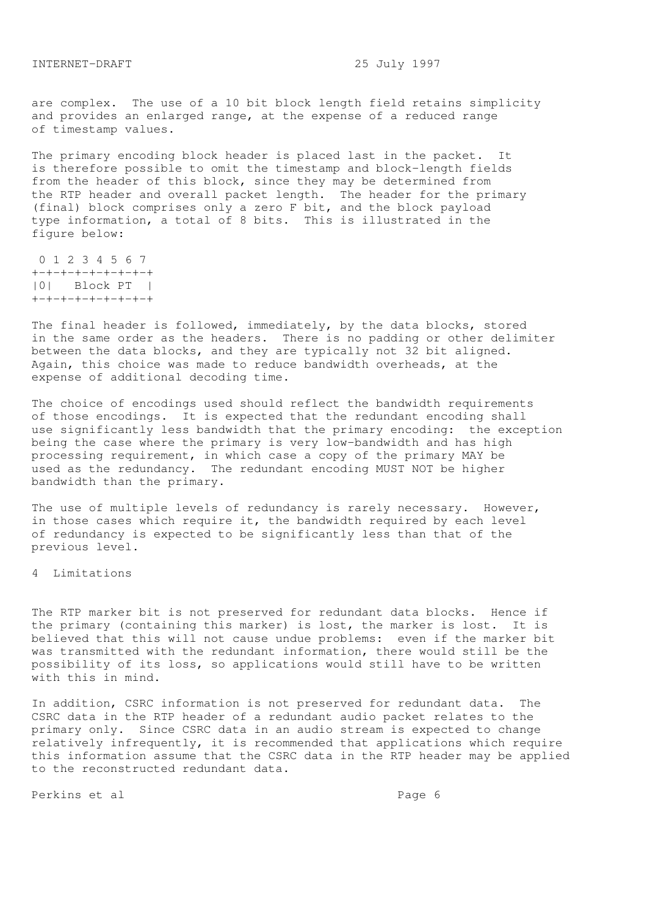are complex. The use of a 10 bit block length field retains simplicity and provides an enlarged range, at the expense of a reduced range of timestamp values.

The primary encoding block header is placed last in the packet. It is therefore possible to omit the timestamp and block-length fields from the header of this block, since they may be determined from the RTP header and overall packet length. The header for the primary (final) block comprises only a zero F bit, and the block payload type information, a total of 8 bits. This is illustrated in the figure below:

```
 0 1 2 3 4 5 6 7
+-+-+-+-+-+-+-+-+
|0|   Block PT  |
+-+-+-+-+-+-+-+-+
```

The final header is followed, immediately, by the data blocks, stored in the same order as the headers. There is no padding or other delimiter between the data blocks, and they are typically not 32 bit aligned. Again, this choice was made to reduce bandwidth overheads, at the expense of additional decoding time.

The choice of encodings used should reflect the bandwidth requirements of those encodings. It is expected that the redundant encoding shall use significantly less bandwidth that the primary encoding: the exception being the case where the primary is very low-bandwidth and has high processing requirement, in which case a copy of the primary MAY be used as the redundancy. The redundant encoding MUST NOT be higher bandwidth than the primary.

The use of multiple levels of redundancy is rarely necessary. However, in those cases which require it, the bandwidth required by each level of redundancy is expected to be significantly less than that of the previous level.

## 4 Limitations

The RTP marker bit is not preserved for redundant data blocks. Hence if the primary (containing this marker) is lost, the marker is lost. It is believed that this will not cause undue problems: even if the marker bit was transmitted with the redundant information, there would still be the possibility of its loss, so applications would still have to be written with this in mind.

In addition, CSRC information is not preserved for redundant data. The CSRC data in the RTP header of a redundant audio packet relates to the primary only. Since CSRC data in an audio stream is expected to change relatively infrequently, it is recommended that applications which require this information assume that the CSRC data in the RTP header may be applied to the reconstructed redundant data.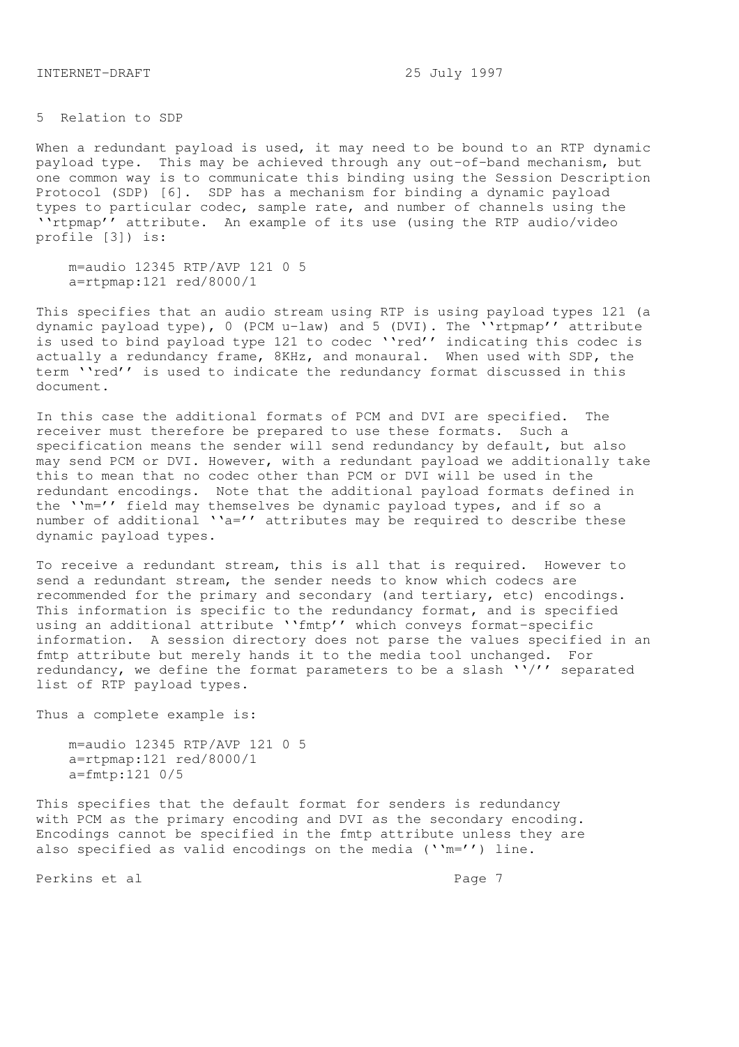## 5 Relation to SDP

When a redundant payload is used, it may need to be bound to an RTP dynamic payload type. This may be achieved through any out-of-band mechanism, but one common way is to communicate this binding using the Session Description Protocol (SDP) [6]. SDP has a mechanism for binding a dynamic payload types to particular codec, sample rate, and number of channels using the ''rtpmap'' attribute. An example of its use (using the RTP audio/video profile [3]) is:

```
m=audio 12345 RTP/AVP 121 0 5
a=rtpmap:121 red/8000/1
```

This specifies that an audio stream using RTP is using payload types 121 (a dynamic payload type), 0 (PCM u-law) and 5 (DVI). The ''rtpmap'' attribute is used to bind payload type 121 to codec ''red'' indicating this codec is actually a redundancy frame, 8KHz, and monaural. When used with SDP, the term ''red'' is used to indicate the redundancy format discussed in this document.

In this case the additional formats of PCM and DVI are specified. The receiver must therefore be prepared to use these formats. Such a specification means the sender will send redundancy by default, but also may send PCM or DVI. However, with a redundant payload we additionally take this to mean that no codec other than PCM or DVI will be used in the redundant encodings. Note that the additional payload formats defined in the ''m='' field may themselves be dynamic payload types, and if so a number of additional ''a='' attributes may be required to describe these dynamic payload types.

To receive a redundant stream, this is all that is required. However to send a redundant stream, the sender needs to know which codecs are recommended for the primary and secondary (and tertiary, etc) encodings. This information is specific to the redundancy format, and is specified using an additional attribute ''fmtp'' which conveys format-specific information. A session directory does not parse the values specified in an fmtp attribute but merely hands it to the media tool unchanged. For redundancy, we define the format parameters to be a slash ''/'' separated list of RTP payload types.

Thus a complete example is:

```
m=audio 12345 RTP/AVP 121 0 5
a=rtpmap:121 red/8000/1
a=fmtp:121 0/5
```

This specifies that the default format for senders is redundancy with PCM as the primary encoding and DVI as the secondary encoding. Encodings cannot be specified in the fmtp attribute unless they are also specified as valid encodings on the media (''m='') line.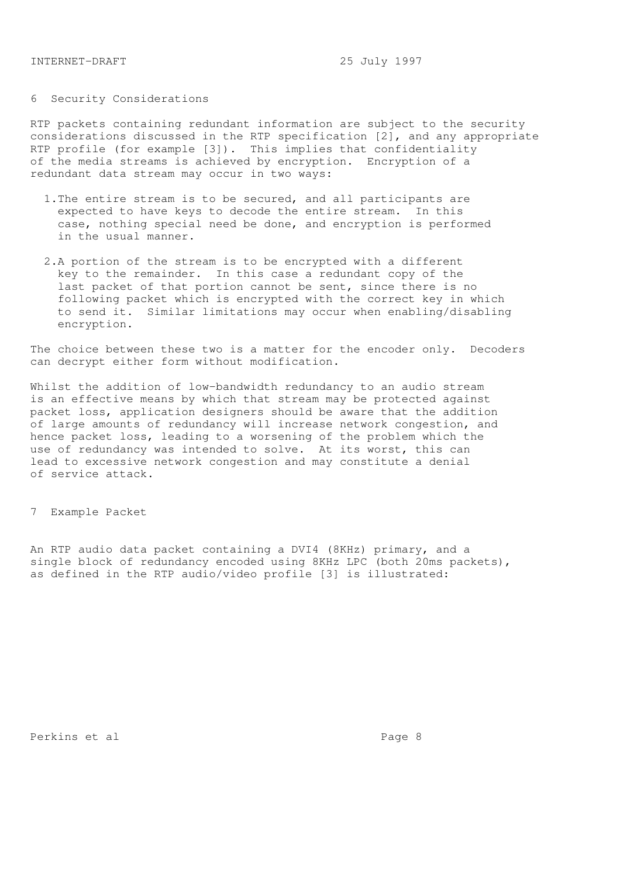## 6 Security Considerations

RTP packets containing redundant information are subject to the security considerations discussed in the RTP specification [2], and any appropriate RTP profile (for example [3]). This implies that confidentiality of the media streams is achieved by encryption. Encryption of a redundant data stream may occur in two ways:

1. The entire stream is to be secured, and all participants are expected to have keys to decode the entire stream. In this case, nothing special need be done, and encryption is performed in the usual manner.

2. A portion of the stream is to be encrypted with a different key to the remainder. In this case a redundant copy of the last packet of that portion cannot be sent, since there is no following packet which is encrypted with the correct key in which to send it. Similar limitations may occur when enabling/disabling encryption.

The choice between these two is a matter for the encoder only. Decoders can decrypt either form without modification.

Whilst the addition of low-bandwidth redundancy to an audio stream is an effective means by which that stream may be protected against packet loss, application designers should be aware that the addition of large amounts of redundancy will increase network congestion, and hence packet loss, leading to a worsening of the problem which the use of redundancy was intended to solve. At its worst, this can lead to excessive network congestion and may constitute a denial of service attack.

## 7 Example Packet

An RTP audio data packet containing a DVI4 (8KHz) primary, and a single block of redundancy encoded using 8KHz LPC (both 20ms packets), as defined in the RTP audio/video profile [3] is illustrated: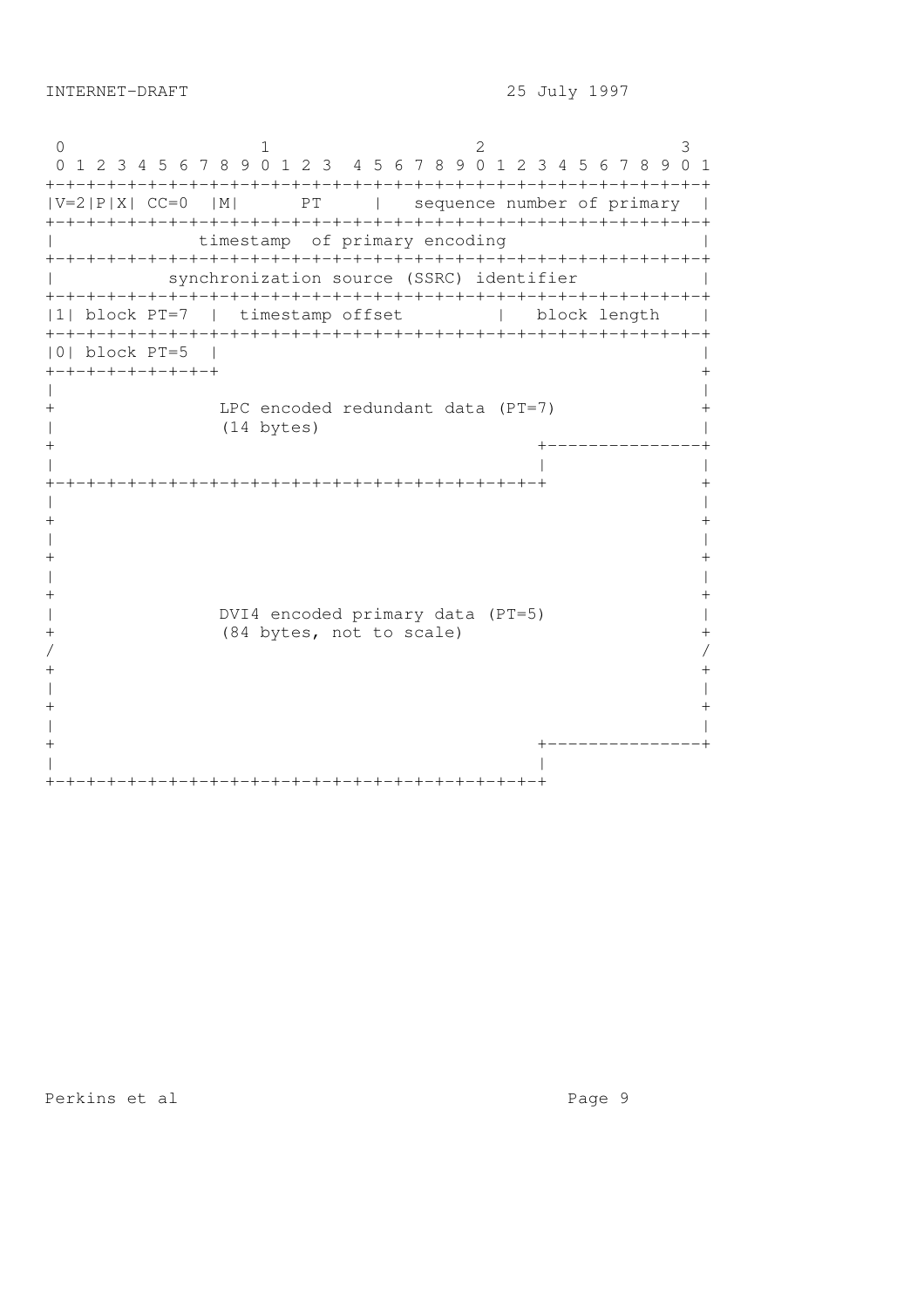```
 0                   1                   2                   3
 0 1 2 3 4 5 6 7 8 9 0 1 2 3  4 5 6 7 8 9 0 1 2 3 4 5 6 7 8 9 0 1
+-+-+-+-+-+-+-+-+-+-+-+-+-+-+-+-+-+-+-+-+-+-+-+-+-+-+-+-+-+-+-+-+
|V=2|P|X| CC=0  |M|      PT     |   sequence number of primary  |
+-+-+-+-+-+-+-+-+-+-+-+-+-+-+-+-+-+-+-+-+-+-+-+-+-+-+-+-+-+-+-+-+
|              timestamp  of primary encoding                   |
+-+-+-+-+-+-+-+-+-+-+-+-+-+-+-+-+-+-+-+-+-+-+-+-+-+-+-+-+-+-+-+-+
|           synchronization source (SSRC) identifier            |
+-+-+-+-+-+-+-+-+-+-+-+-+-+-+-+-+-+-+-+-+-+-+-+-+-+-+-+-+-+-+-+-+
|1| block PT=7  |  timestamp offset         |   block length    |
+-+-+-+-+-+-+-+-+-+-+-+-+-+-+-+-+-+-+-+-+-+-+-+-+-+-+-+-+-+-+-+-+
|0| block PT=5  |                                               |
+-+-+-+-+-+-+-+-+                                               +
|                                                               |
+                LPC encoded redundant data (PT=7)              +
|                (14 bytes)                                     |
+                                               +---------------+
|                                               |               |
+-+-+-+-+-+-+-+-+-+-+-+-+-+-+-+-+-+-+-+-+-+-+-+-+               +
|                                                               |
+                                                               +
|                                                               |
+                                                               +
|                                                               |
+                                                               +
|                DVI4 encoded primary data (PT=5)               |
+                (84 bytes, not to scale)                       +
/                                                               /
+                                                               +
|                                                               |
+                                                               +
|                                                               |
+                                               +---------------+
|                                               |
+-+-+-+-+-+-+-+-+-+-+-+-+-+-+-+-+-+-+-+-+-+-+-+-+
```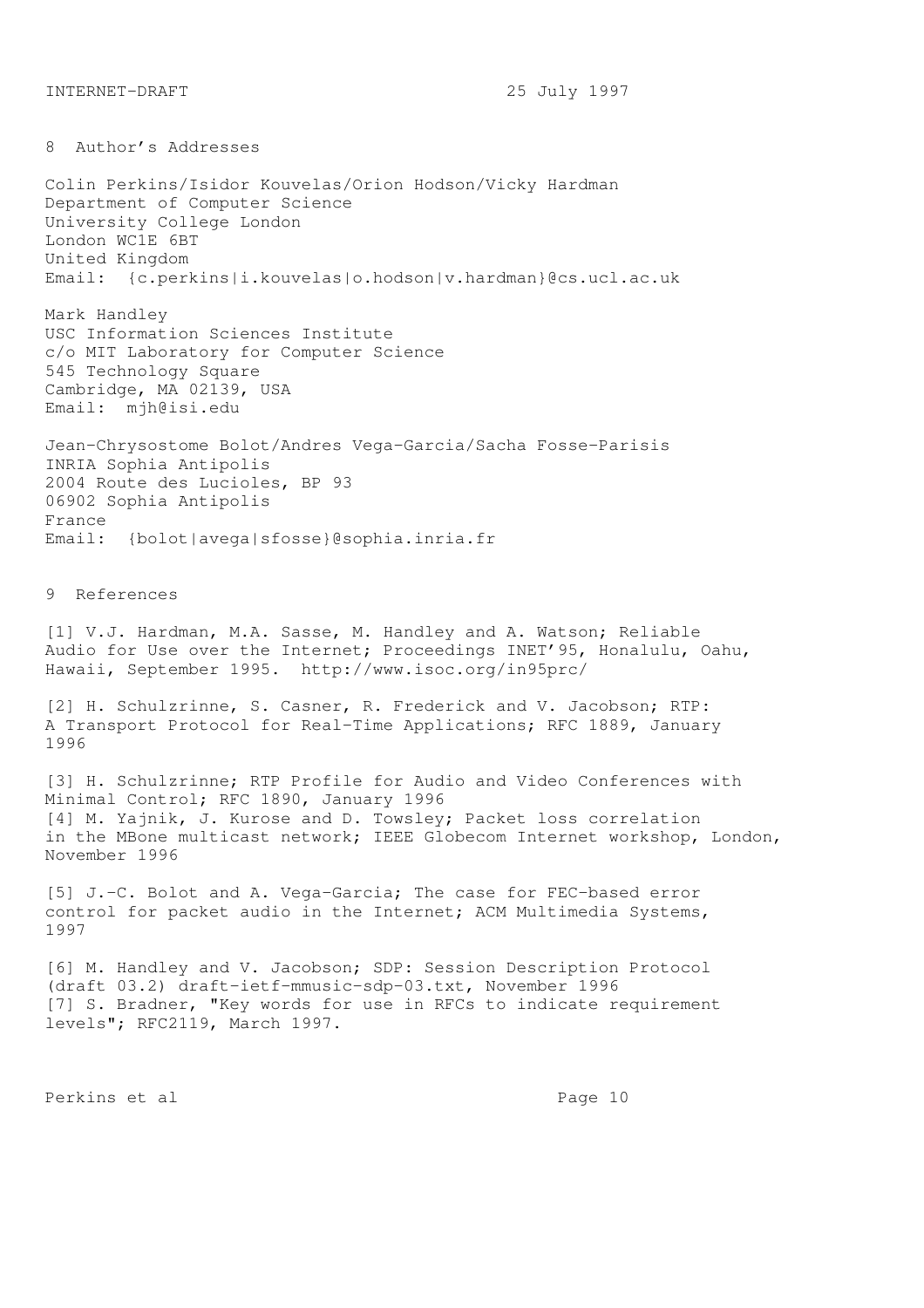## 8 Author's Addresses

Colin Perkins/Isidor Kouvelas/Orion Hodson/Vicky Hardman
Department of Computer Science
University College London
London WC1E 6BT
United Kingdom
Email: {c.perkins|i.kouvelas|o.hodson|v.hardman}@cs.ucl.ac.uk

Mark Handley
USC Information Sciences Institute
c/o MIT Laboratory for Computer Science
545 Technology Square
Cambridge, MA 02139, USA
Email: mjh@isi.edu

Jean-Chrysostome Bolot/Andres Vega-Garcia/Sacha Fosse-Parisis
INRIA Sophia Antipolis
2004 Route des Lucioles, BP 93
06902 Sophia Antipolis
France
Email: {bolot|avega|sfosse}@sophia.inria.fr

## 9 References

[1] V.J. Hardman, M.A. Sasse, M. Handley and A. Watson; Reliable Audio for Use over the Internet; Proceedings INET'95, Honalulu, Oahu, Hawaii, September 1995. http://www.isoc.org/in95prc/

[2] H. Schulzrinne, S. Casner, R. Frederick and V. Jacobson; RTP: A Transport Protocol for Real-Time Applications; RFC 1889, January 1996

[3] H. Schulzrinne; RTP Profile for Audio and Video Conferences with Minimal Control; RFC 1890, January 1996

[4] M. Yajnik, J. Kurose and D. Towsley; Packet loss correlation in the MBone multicast network; IEEE Globecom Internet workshop, London, November 1996

[5] J.-C. Bolot and A. Vega-Garcia; The case for FEC-based error control for packet audio in the Internet; ACM Multimedia Systems, 1997

[6] M. Handley and V. Jacobson; SDP: Session Description Protocol (draft 03.2) draft-ietf-mmusic-sdp-03.txt, November 1996

[7] S. Bradner, "Key words for use in RFCs to indicate requirement levels"; RFC2119, March 1997.